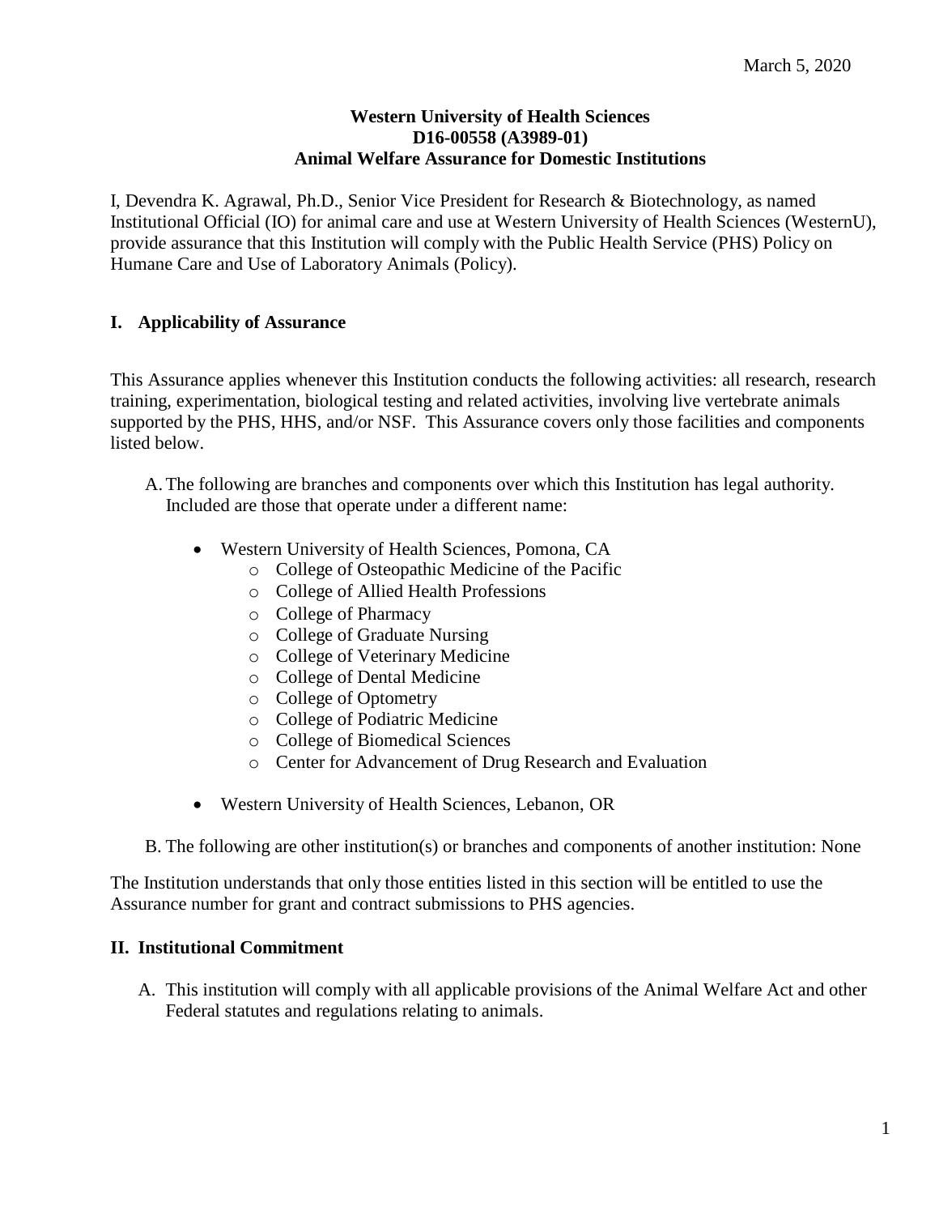March 5, 2020

**Western University of Health Sciences**
**D16-00558 (A3989-01)**
**Animal Welfare Assurance for Domestic Institutions**

I, Devendra K. Agrawal, Ph.D., Senior Vice President for Research & Biotechnology, as named Institutional Official (IO) for animal care and use at Western University of Health Sciences (WesternU), provide assurance that this Institution will comply with the Public Health Service (PHS) Policy on Humane Care and Use of Laboratory Animals (Policy).

## I. Applicability of Assurance

This Assurance applies whenever this Institution conducts the following activities: all research, research training, experimentation, biological testing and related activities, involving live vertebrate animals supported by the PHS, HHS, and/or NSF. This Assurance covers only those facilities and components listed below.

A. The following are branches and components over which this Institution has legal authority. Included are those that operate under a different name:

- Western University of Health Sciences, Pomona, CA
  - College of Osteopathic Medicine of the Pacific
  - College of Allied Health Professions
  - College of Pharmacy
  - College of Graduate Nursing
  - College of Veterinary Medicine
  - College of Dental Medicine
  - College of Optometry
  - College of Podiatric Medicine
  - College of Biomedical Sciences
  - Center for Advancement of Drug Research and Evaluation
- Western University of Health Sciences, Lebanon, OR

B. The following are other institution(s) or branches and components of another institution: None

The Institution understands that only those entities listed in this section will be entitled to use the Assurance number for grant and contract submissions to PHS agencies.

## II. Institutional Commitment

A. This institution will comply with all applicable provisions of the Animal Welfare Act and other Federal statutes and regulations relating to animals.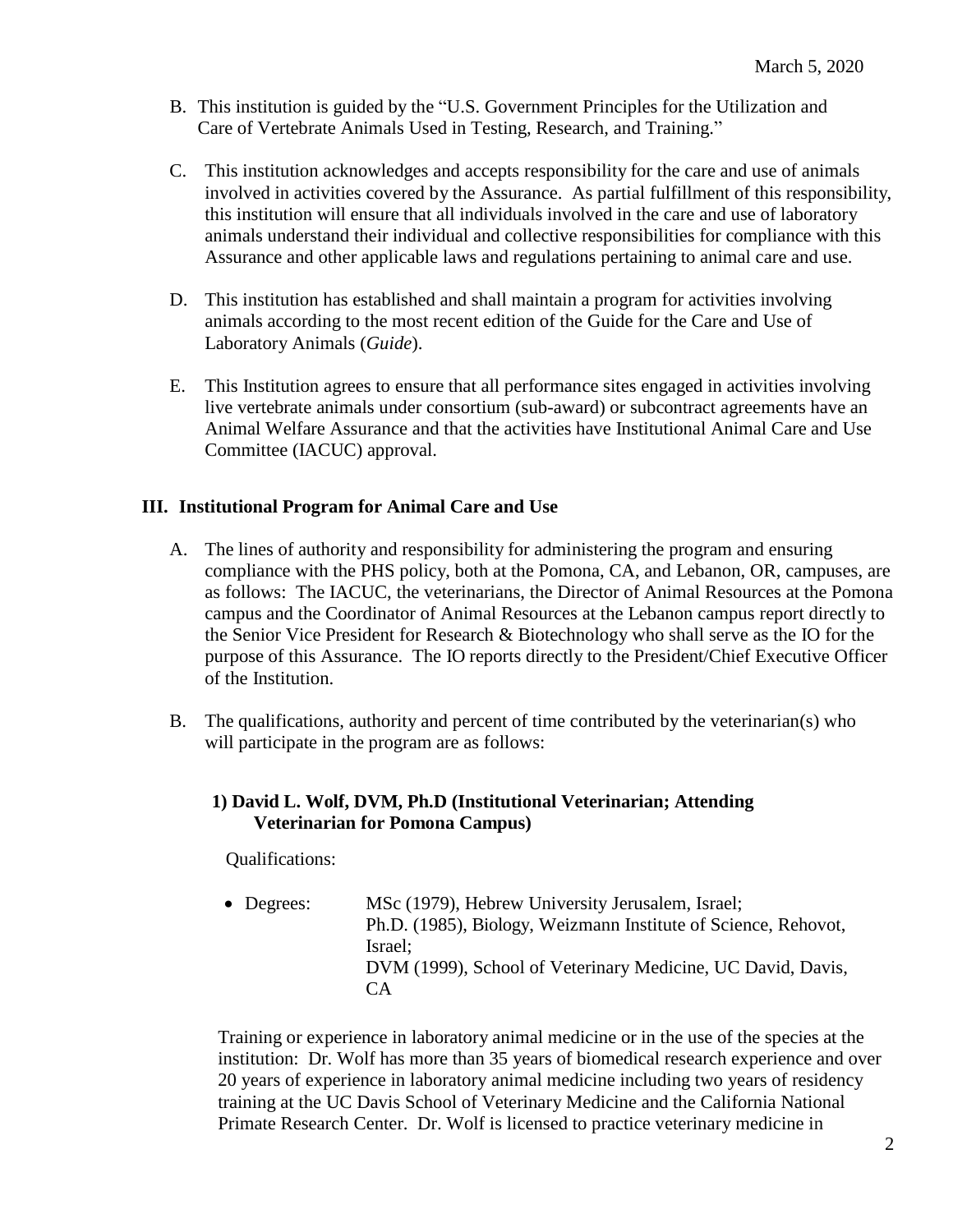B. This institution is guided by the "U.S. Government Principles for the Utilization and Care of Vertebrate Animals Used in Testing, Research, and Training."

C. This institution acknowledges and accepts responsibility for the care and use of animals involved in activities covered by the Assurance. As partial fulfillment of this responsibility, this institution will ensure that all individuals involved in the care and use of laboratory animals understand their individual and collective responsibilities for compliance with this Assurance and other applicable laws and regulations pertaining to animal care and use.

D. This institution has established and shall maintain a program for activities involving animals according to the most recent edition of the Guide for the Care and Use of Laboratory Animals (*Guide*).

E. This Institution agrees to ensure that all performance sites engaged in activities involving live vertebrate animals under consortium (sub-award) or subcontract agreements have an Animal Welfare Assurance and that the activities have Institutional Animal Care and Use Committee (IACUC) approval.

## III. Institutional Program for Animal Care and Use

A. The lines of authority and responsibility for administering the program and ensuring compliance with the PHS policy, both at the Pomona, CA, and Lebanon, OR, campuses, are as follows: The IACUC, the veterinarians, the Director of Animal Resources at the Pomona campus and the Coordinator of Animal Resources at the Lebanon campus report directly to the Senior Vice President for Research & Biotechnology who shall serve as the IO for the purpose of this Assurance. The IO reports directly to the President/Chief Executive Officer of the Institution.

B. The qualifications, authority and percent of time contributed by the veterinarian(s) who will participate in the program are as follows:

**1) David L. Wolf, DVM, Ph.D (Institutional Veterinarian; Attending Veterinarian for Pomona Campus)**

Qualifications:

- Degrees: MSc (1979), Hebrew University Jerusalem, Israel;
  Ph.D. (1985), Biology, Weizmann Institute of Science, Rehovot, Israel;
  DVM (1999), School of Veterinary Medicine, UC David, Davis, CA

Training or experience in laboratory animal medicine or in the use of the species at the institution: Dr. Wolf has more than 35 years of biomedical research experience and over 20 years of experience in laboratory animal medicine including two years of residency training at the UC Davis School of Veterinary Medicine and the California National Primate Research Center. Dr. Wolf is licensed to practice veterinary medicine in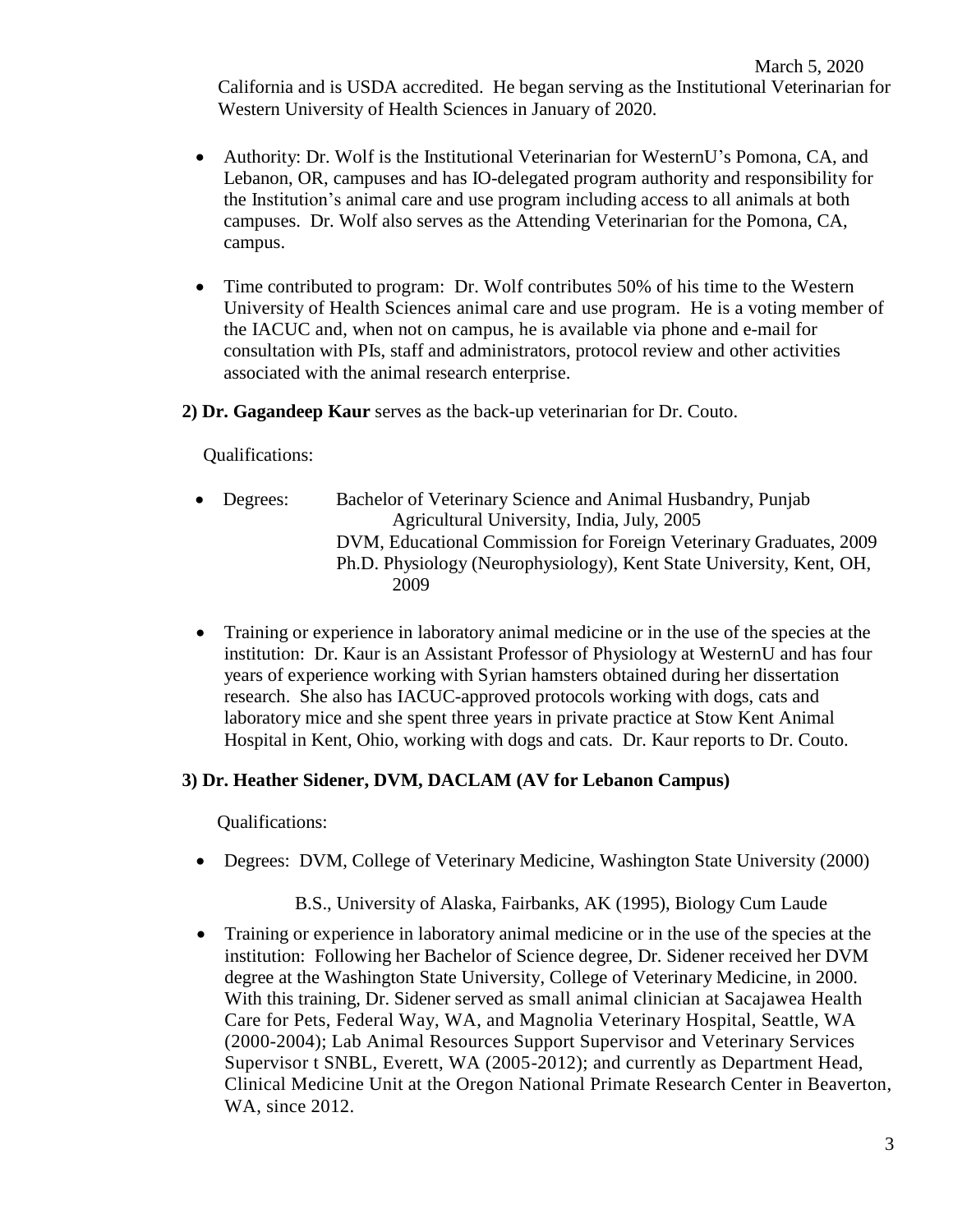March 5, 2020

California and is USDA accredited. He began serving as the Institutional Veterinarian for Western University of Health Sciences in January of 2020.

- Authority: Dr. Wolf is the Institutional Veterinarian for WesternU's Pomona, CA, and Lebanon, OR, campuses and has IO-delegated program authority and responsibility for the Institution's animal care and use program including access to all animals at both campuses. Dr. Wolf also serves as the Attending Veterinarian for the Pomona, CA, campus.
- Time contributed to program: Dr. Wolf contributes 50% of his time to the Western University of Health Sciences animal care and use program. He is a voting member of the IACUC and, when not on campus, he is available via phone and e-mail for consultation with PIs, staff and administrators, protocol review and other activities associated with the animal research enterprise.

**2) Dr. Gagandeep Kaur** serves as the back-up veterinarian for Dr. Couto.

Qualifications:

- Degrees: Bachelor of Veterinary Science and Animal Husbandry, Punjab Agricultural University, India, July, 2005
  DVM, Educational Commission for Foreign Veterinary Graduates, 2009
  Ph.D. Physiology (Neurophysiology), Kent State University, Kent, OH, 2009
- Training or experience in laboratory animal medicine or in the use of the species at the institution: Dr. Kaur is an Assistant Professor of Physiology at WesternU and has four years of experience working with Syrian hamsters obtained during her dissertation research. She also has IACUC-approved protocols working with dogs, cats and laboratory mice and she spent three years in private practice at Stow Kent Animal Hospital in Kent, Ohio, working with dogs and cats. Dr. Kaur reports to Dr. Couto.

**3) Dr. Heather Sidener, DVM, DACLAM (AV for Lebanon Campus)**

Qualifications:

- Degrees: DVM, College of Veterinary Medicine, Washington State University (2000)

  B.S., University of Alaska, Fairbanks, AK (1995), Biology Cum Laude
- Training or experience in laboratory animal medicine or in the use of the species at the institution: Following her Bachelor of Science degree, Dr. Sidener received her DVM degree at the Washington State University, College of Veterinary Medicine, in 2000. With this training, Dr. Sidener served as small animal clinician at Sacajawea Health Care for Pets, Federal Way, WA, and Magnolia Veterinary Hospital, Seattle, WA (2000-2004); Lab Animal Resources Support Supervisor and Veterinary Services Supervisor t SNBL, Everett, WA (2005-2012); and currently as Department Head, Clinical Medicine Unit at the Oregon National Primate Research Center in Beaverton, WA, since 2012.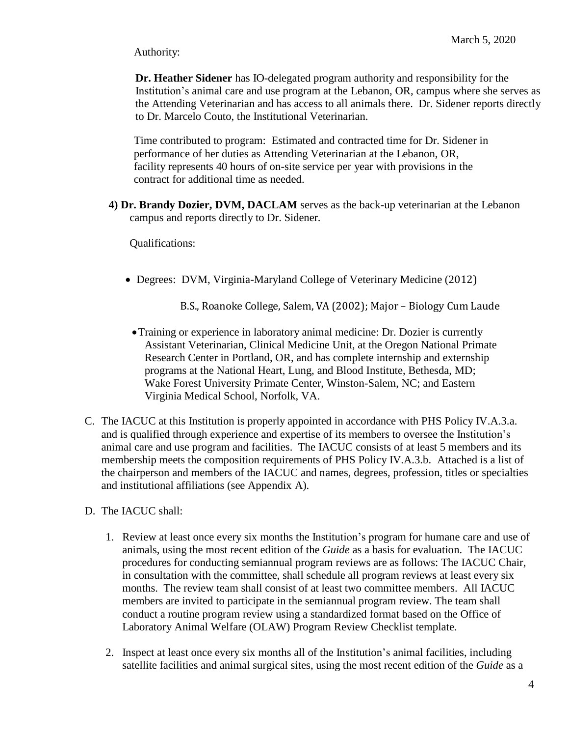Authority:

**Dr. Heather Sidener** has IO-delegated program authority and responsibility for the Institution's animal care and use program at the Lebanon, OR, campus where she serves as the Attending Veterinarian and has access to all animals there. Dr. Sidener reports directly to Dr. Marcelo Couto, the Institutional Veterinarian.

Time contributed to program: Estimated and contracted time for Dr. Sidener in performance of her duties as Attending Veterinarian at the Lebanon, OR, facility represents 40 hours of on-site service per year with provisions in the contract for additional time as needed.

**4) Dr. Brandy Dozier, DVM, DACLAM** serves as the back-up veterinarian at the Lebanon campus and reports directly to Dr. Sidener.

Qualifications:

- Degrees: DVM, Virginia-Maryland College of Veterinary Medicine (2012)

  B.S., Roanoke College, Salem, VA (2002); Major – Biology Cum Laude

- Training or experience in laboratory animal medicine: Dr. Dozier is currently Assistant Veterinarian, Clinical Medicine Unit, at the Oregon National Primate Research Center in Portland, OR, and has complete internship and externship programs at the National Heart, Lung, and Blood Institute, Bethesda, MD; Wake Forest University Primate Center, Winston-Salem, NC; and Eastern Virginia Medical School, Norfolk, VA.

C. The IACUC at this Institution is properly appointed in accordance with PHS Policy IV.A.3.a. and is qualified through experience and expertise of its members to oversee the Institution's animal care and use program and facilities. The IACUC consists of at least 5 members and its membership meets the composition requirements of PHS Policy IV.A.3.b. Attached is a list of the chairperson and members of the IACUC and names, degrees, profession, titles or specialties and institutional affiliations (see Appendix A).

D. The IACUC shall:

1. Review at least once every six months the Institution's program for humane care and use of animals, using the most recent edition of the *Guide* as a basis for evaluation. The IACUC procedures for conducting semiannual program reviews are as follows: The IACUC Chair, in consultation with the committee, shall schedule all program reviews at least every six months. The review team shall consist of at least two committee members. All IACUC members are invited to participate in the semiannual program review. The team shall conduct a routine program review using a standardized format based on the Office of Laboratory Animal Welfare (OLAW) Program Review Checklist template.

2. Inspect at least once every six months all of the Institution's animal facilities, including satellite facilities and animal surgical sites, using the most recent edition of the *Guide* as a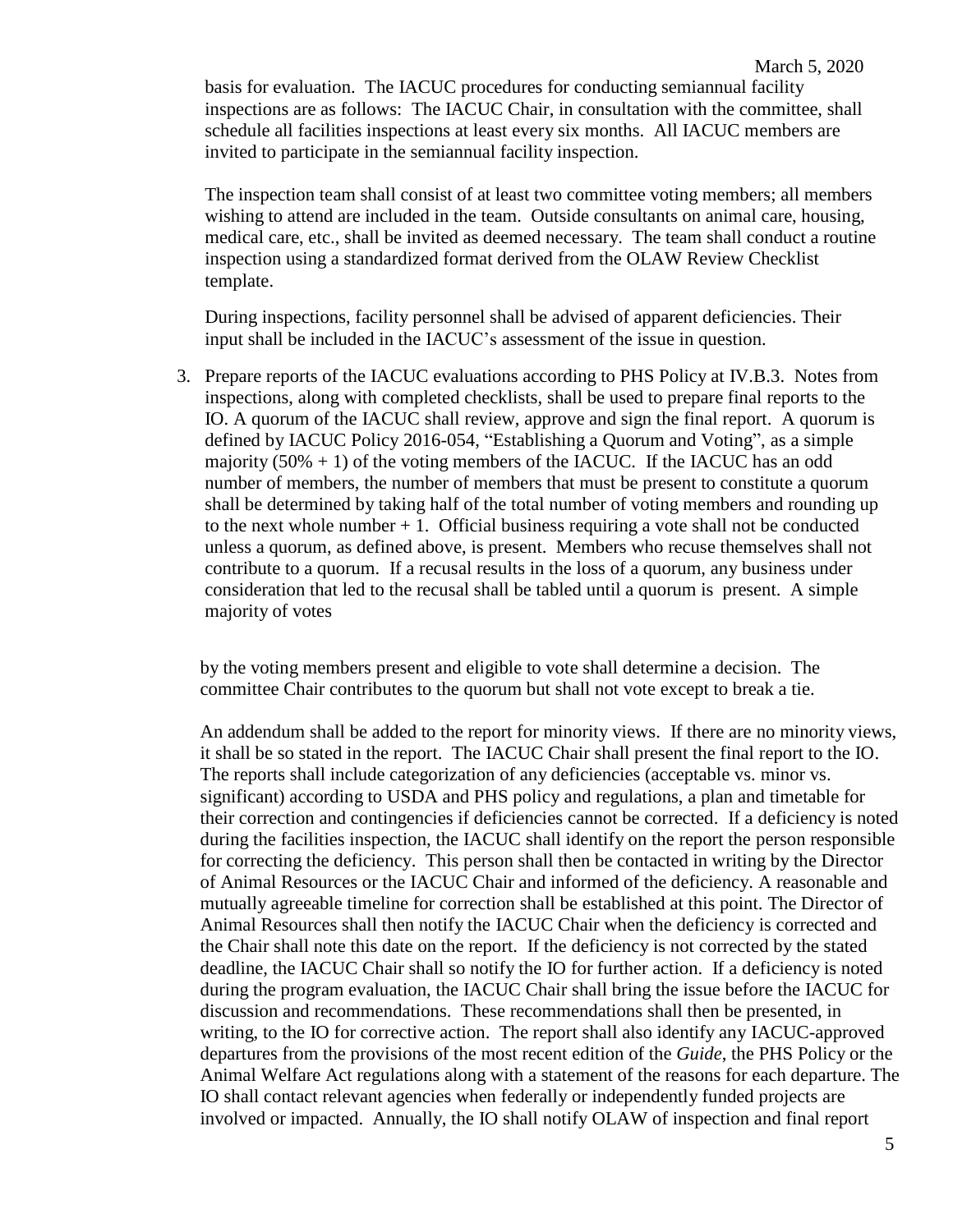basis for evaluation. The IACUC procedures for conducting semiannual facility inspections are as follows: The IACUC Chair, in consultation with the committee, shall schedule all facilities inspections at least every six months. All IACUC members are invited to participate in the semiannual facility inspection.

The inspection team shall consist of at least two committee voting members; all members wishing to attend are included in the team. Outside consultants on animal care, housing, medical care, etc., shall be invited as deemed necessary. The team shall conduct a routine inspection using a standardized format derived from the OLAW Review Checklist template.

During inspections, facility personnel shall be advised of apparent deficiencies. Their input shall be included in the IACUC's assessment of the issue in question.

3. Prepare reports of the IACUC evaluations according to PHS Policy at IV.B.3. Notes from inspections, along with completed checklists, shall be used to prepare final reports to the IO. A quorum of the IACUC shall review, approve and sign the final report. A quorum is defined by IACUC Policy 2016-054, "Establishing a Quorum and Voting", as a simple majority (50% + 1) of the voting members of the IACUC. If the IACUC has an odd number of members, the number of members that must be present to constitute a quorum shall be determined by taking half of the total number of voting members and rounding up to the next whole number + 1. Official business requiring a vote shall not be conducted unless a quorum, as defined above, is present. Members who recuse themselves shall not contribute to a quorum. If a recusal results in the loss of a quorum, any business under consideration that led to the recusal shall be tabled until a quorum is present. A simple majority of votes by the voting members present and eligible to vote shall determine a decision. The committee Chair contributes to the quorum but shall not vote except to break a tie.

   An addendum shall be added to the report for minority views. If there are no minority views, it shall be so stated in the report. The IACUC Chair shall present the final report to the IO. The reports shall include categorization of any deficiencies (acceptable vs. minor vs. significant) according to USDA and PHS policy and regulations, a plan and timetable for their correction and contingencies if deficiencies cannot be corrected. If a deficiency is noted during the facilities inspection, the IACUC shall identify on the report the person responsible for correcting the deficiency. This person shall then be contacted in writing by the Director of Animal Resources or the IACUC Chair and informed of the deficiency. A reasonable and mutually agreeable timeline for correction shall be established at this point. The Director of Animal Resources shall then notify the IACUC Chair when the deficiency is corrected and the Chair shall note this date on the report. If the deficiency is not corrected by the stated deadline, the IACUC Chair shall so notify the IO for further action. If a deficiency is noted during the program evaluation, the IACUC Chair shall bring the issue before the IACUC for discussion and recommendations. These recommendations shall then be presented, in writing, to the IO for corrective action. The report shall also identify any IACUC-approved departures from the provisions of the most recent edition of the *Guide*, the PHS Policy or the Animal Welfare Act regulations along with a statement of the reasons for each departure. The IO shall contact relevant agencies when federally or independently funded projects are involved or impacted. Annually, the IO shall notify OLAW of inspection and final report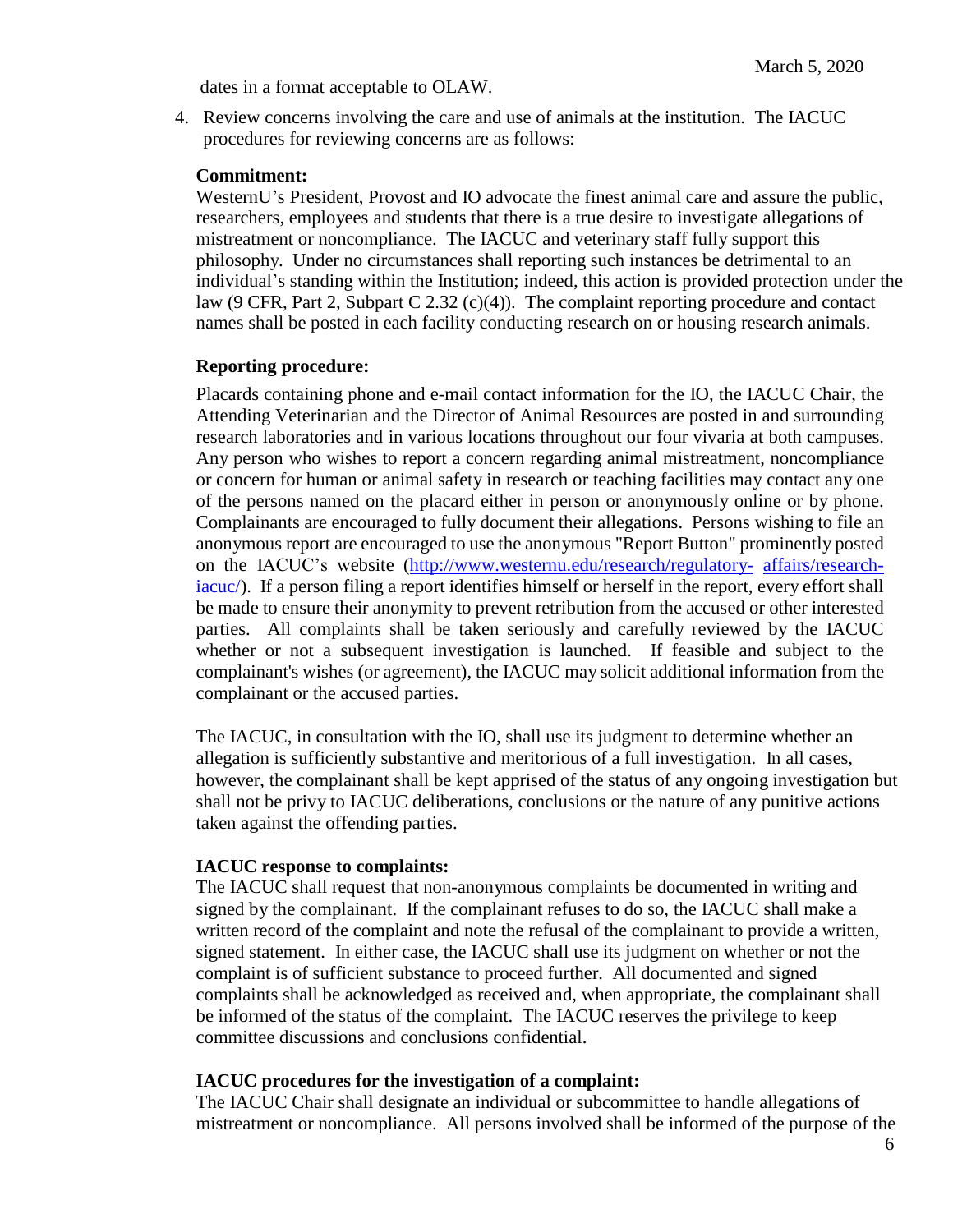dates in a format acceptable to OLAW.

4. Review concerns involving the care and use of animals at the institution. The IACUC procedures for reviewing concerns are as follows:

**Commitment:**
WesternU's President, Provost and IO advocate the finest animal care and assure the public, researchers, employees and students that there is a true desire to investigate allegations of mistreatment or noncompliance. The IACUC and veterinary staff fully support this philosophy. Under no circumstances shall reporting such instances be detrimental to an individual's standing within the Institution; indeed, this action is provided protection under the law (9 CFR, Part 2, Subpart C 2.32 (c)(4)). The complaint reporting procedure and contact names shall be posted in each facility conducting research on or housing research animals.

**Reporting procedure:**

Placards containing phone and e-mail contact information for the IO, the IACUC Chair, the Attending Veterinarian and the Director of Animal Resources are posted in and surrounding research laboratories and in various locations throughout our four vivaria at both campuses. Any person who wishes to report a concern regarding animal mistreatment, noncompliance or concern for human or animal safety in research or teaching facilities may contact any one of the persons named on the placard either in person or anonymously online or by phone. Complainants are encouraged to fully document their allegations. Persons wishing to file an anonymous report are encouraged to use the anonymous "Report Button" prominently posted on the IACUC's website (http://www.westernu.edu/research/regulatory-affairs/research-iacuc/). If a person filing a report identifies himself or herself in the report, every effort shall be made to ensure their anonymity to prevent retribution from the accused or other interested parties. All complaints shall be taken seriously and carefully reviewed by the IACUC whether or not a subsequent investigation is launched. If feasible and subject to the complainant's wishes (or agreement), the IACUC may solicit additional information from the complainant or the accused parties.

The IACUC, in consultation with the IO, shall use its judgment to determine whether an allegation is sufficiently substantive and meritorious of a full investigation. In all cases, however, the complainant shall be kept apprised of the status of any ongoing investigation but shall not be privy to IACUC deliberations, conclusions or the nature of any punitive actions taken against the offending parties.

**IACUC response to complaints:**
The IACUC shall request that non-anonymous complaints be documented in writing and signed by the complainant. If the complainant refuses to do so, the IACUC shall make a written record of the complaint and note the refusal of the complainant to provide a written, signed statement. In either case, the IACUC shall use its judgment on whether or not the complaint is of sufficient substance to proceed further. All documented and signed complaints shall be acknowledged as received and, when appropriate, the complainant shall be informed of the status of the complaint. The IACUC reserves the privilege to keep committee discussions and conclusions confidential.

**IACUC procedures for the investigation of a complaint:**
The IACUC Chair shall designate an individual or subcommittee to handle allegations of mistreatment or noncompliance. All persons involved shall be informed of the purpose of the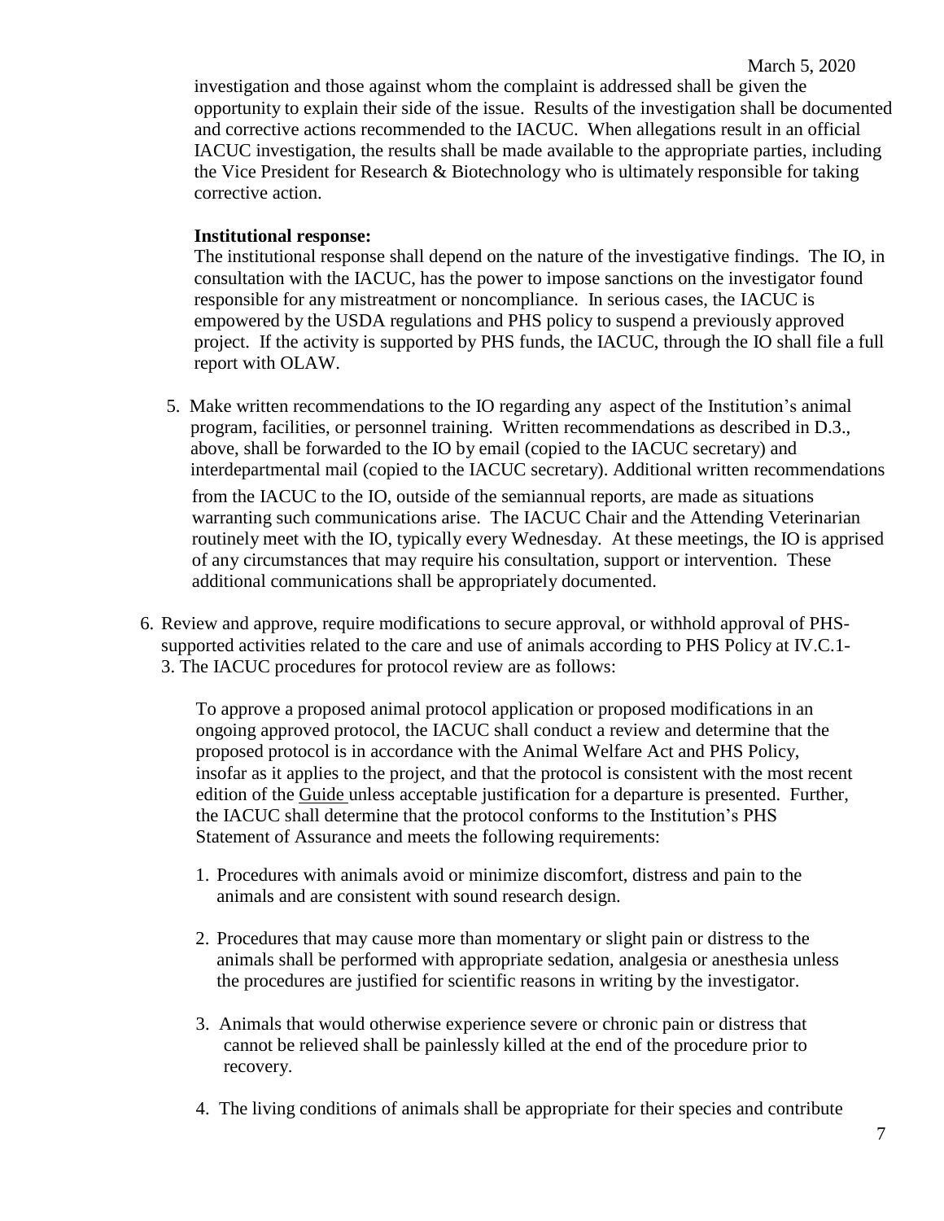investigation and those against whom the complaint is addressed shall be given the opportunity to explain their side of the issue. Results of the investigation shall be documented and corrective actions recommended to the IACUC. When allegations result in an official IACUC investigation, the results shall be made available to the appropriate parties, including the Vice President for Research & Biotechnology who is ultimately responsible for taking corrective action.

**Institutional response:**

The institutional response shall depend on the nature of the investigative findings. The IO, in consultation with the IACUC, has the power to impose sanctions on the investigator found responsible for any mistreatment or noncompliance. In serious cases, the IACUC is empowered by the USDA regulations and PHS policy to suspend a previously approved project. If the activity is supported by PHS funds, the IACUC, through the IO shall file a full report with OLAW.

5. Make written recommendations to the IO regarding any aspect of the Institution's animal program, facilities, or personnel training. Written recommendations as described in D.3., above, shall be forwarded to the IO by email (copied to the IACUC secretary) and interdepartmental mail (copied to the IACUC secretary). Additional written recommendations from the IACUC to the IO, outside of the semiannual reports, are made as situations warranting such communications arise. The IACUC Chair and the Attending Veterinarian routinely meet with the IO, typically every Wednesday. At these meetings, the IO is apprised of any circumstances that may require his consultation, support or intervention. These additional communications shall be appropriately documented.

6. Review and approve, require modifications to secure approval, or withhold approval of PHS-supported activities related to the care and use of animals according to PHS Policy at IV.C.1-3. The IACUC procedures for protocol review are as follows:

   To approve a proposed animal protocol application or proposed modifications in an ongoing approved protocol, the IACUC shall conduct a review and determine that the proposed protocol is in accordance with the Animal Welfare Act and PHS Policy, insofar as it applies to the project, and that the protocol is consistent with the most recent edition of the Guide unless acceptable justification for a departure is presented. Further, the IACUC shall determine that the protocol conforms to the Institution's PHS Statement of Assurance and meets the following requirements:

   1. Procedures with animals avoid or minimize discomfort, distress and pain to the animals and are consistent with sound research design.

   2. Procedures that may cause more than momentary or slight pain or distress to the animals shall be performed with appropriate sedation, analgesia or anesthesia unless the procedures are justified for scientific reasons in writing by the investigator.

   3. Animals that would otherwise experience severe or chronic pain or distress that cannot be relieved shall be painlessly killed at the end of the procedure prior to recovery.

   4. The living conditions of animals shall be appropriate for their species and contribute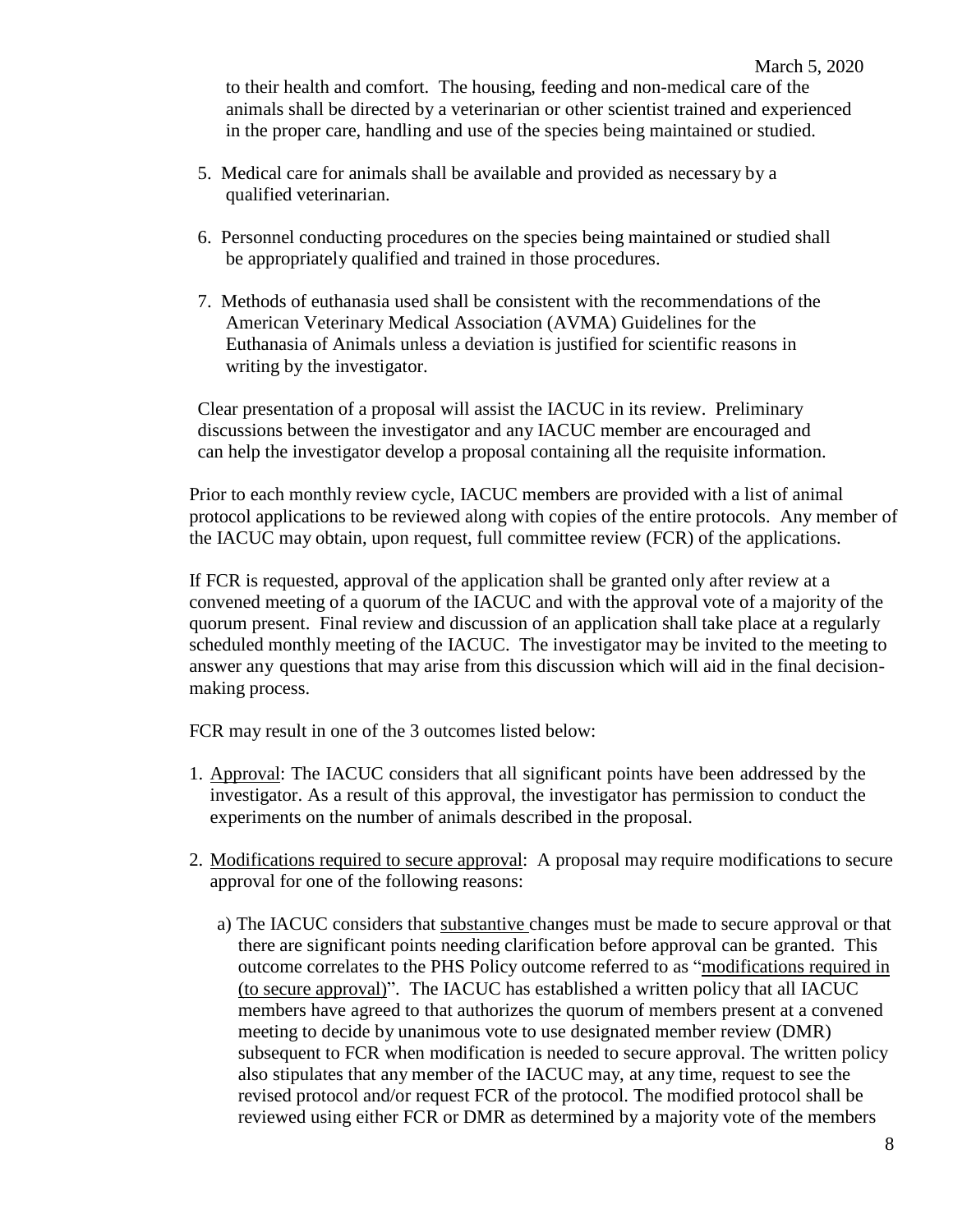to their health and comfort. The housing, feeding and non-medical care of the animals shall be directed by a veterinarian or other scientist trained and experienced in the proper care, handling and use of the species being maintained or studied.

5. Medical care for animals shall be available and provided as necessary by a qualified veterinarian.

6. Personnel conducting procedures on the species being maintained or studied shall be appropriately qualified and trained in those procedures.

7. Methods of euthanasia used shall be consistent with the recommendations of the American Veterinary Medical Association (AVMA) Guidelines for the Euthanasia of Animals unless a deviation is justified for scientific reasons in writing by the investigator.

Clear presentation of a proposal will assist the IACUC in its review. Preliminary discussions between the investigator and any IACUC member are encouraged and can help the investigator develop a proposal containing all the requisite information.

Prior to each monthly review cycle, IACUC members are provided with a list of animal protocol applications to be reviewed along with copies of the entire protocols. Any member of the IACUC may obtain, upon request, full committee review (FCR) of the applications.

If FCR is requested, approval of the application shall be granted only after review at a convened meeting of a quorum of the IACUC and with the approval vote of a majority of the quorum present. Final review and discussion of an application shall take place at a regularly scheduled monthly meeting of the IACUC. The investigator may be invited to the meeting to answer any questions that may arise from this discussion which will aid in the final decision-making process.

FCR may result in one of the 3 outcomes listed below:

1. Approval: The IACUC considers that all significant points have been addressed by the investigator. As a result of this approval, the investigator has permission to conduct the experiments on the number of animals described in the proposal.

2. Modifications required to secure approval: A proposal may require modifications to secure approval for one of the following reasons:

   a) The IACUC considers that substantive changes must be made to secure approval or that there are significant points needing clarification before approval can be granted. This outcome correlates to the PHS Policy outcome referred to as "modifications required in (to secure approval)". The IACUC has established a written policy that all IACUC members have agreed to that authorizes the quorum of members present at a convened meeting to decide by unanimous vote to use designated member review (DMR) subsequent to FCR when modification is needed to secure approval. The written policy also stipulates that any member of the IACUC may, at any time, request to see the revised protocol and/or request FCR of the protocol. The modified protocol shall be reviewed using either FCR or DMR as determined by a majority vote of the members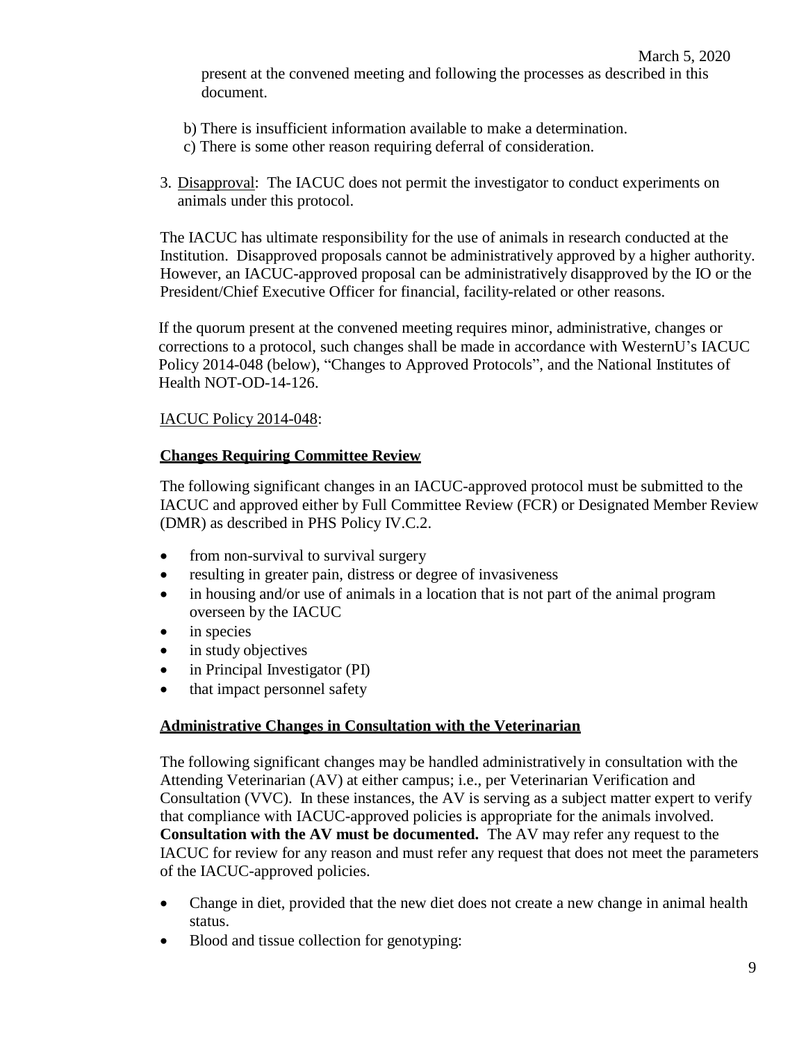present at the convened meeting and following the processes as described in this document.

b) There is insufficient information available to make a determination.

c) There is some other reason requiring deferral of consideration.

3. Disapproval: The IACUC does not permit the investigator to conduct experiments on animals under this protocol.

The IACUC has ultimate responsibility for the use of animals in research conducted at the Institution. Disapproved proposals cannot be administratively approved by a higher authority. However, an IACUC-approved proposal can be administratively disapproved by the IO or the President/Chief Executive Officer for financial, facility-related or other reasons.

If the quorum present at the convened meeting requires minor, administrative, changes or corrections to a protocol, such changes shall be made in accordance with WesternU's IACUC Policy 2014-048 (below), "Changes to Approved Protocols", and the National Institutes of Health NOT-OD-14-126.

IACUC Policy 2014-048:

**Changes Requiring Committee Review**

The following significant changes in an IACUC-approved protocol must be submitted to the IACUC and approved either by Full Committee Review (FCR) or Designated Member Review (DMR) as described in PHS Policy IV.C.2.

- from non-survival to survival surgery
- resulting in greater pain, distress or degree of invasiveness
- in housing and/or use of animals in a location that is not part of the animal program overseen by the IACUC
- in species
- in study objectives
- in Principal Investigator (PI)
- that impact personnel safety

**Administrative Changes in Consultation with the Veterinarian**

The following significant changes may be handled administratively in consultation with the Attending Veterinarian (AV) at either campus; i.e., per Veterinarian Verification and Consultation (VVC). In these instances, the AV is serving as a subject matter expert to verify that compliance with IACUC-approved policies is appropriate for the animals involved. **Consultation with the AV must be documented.** The AV may refer any request to the IACUC for review for any reason and must refer any request that does not meet the parameters of the IACUC-approved policies.

- Change in diet, provided that the new diet does not create a new change in animal health status.
- Blood and tissue collection for genotyping: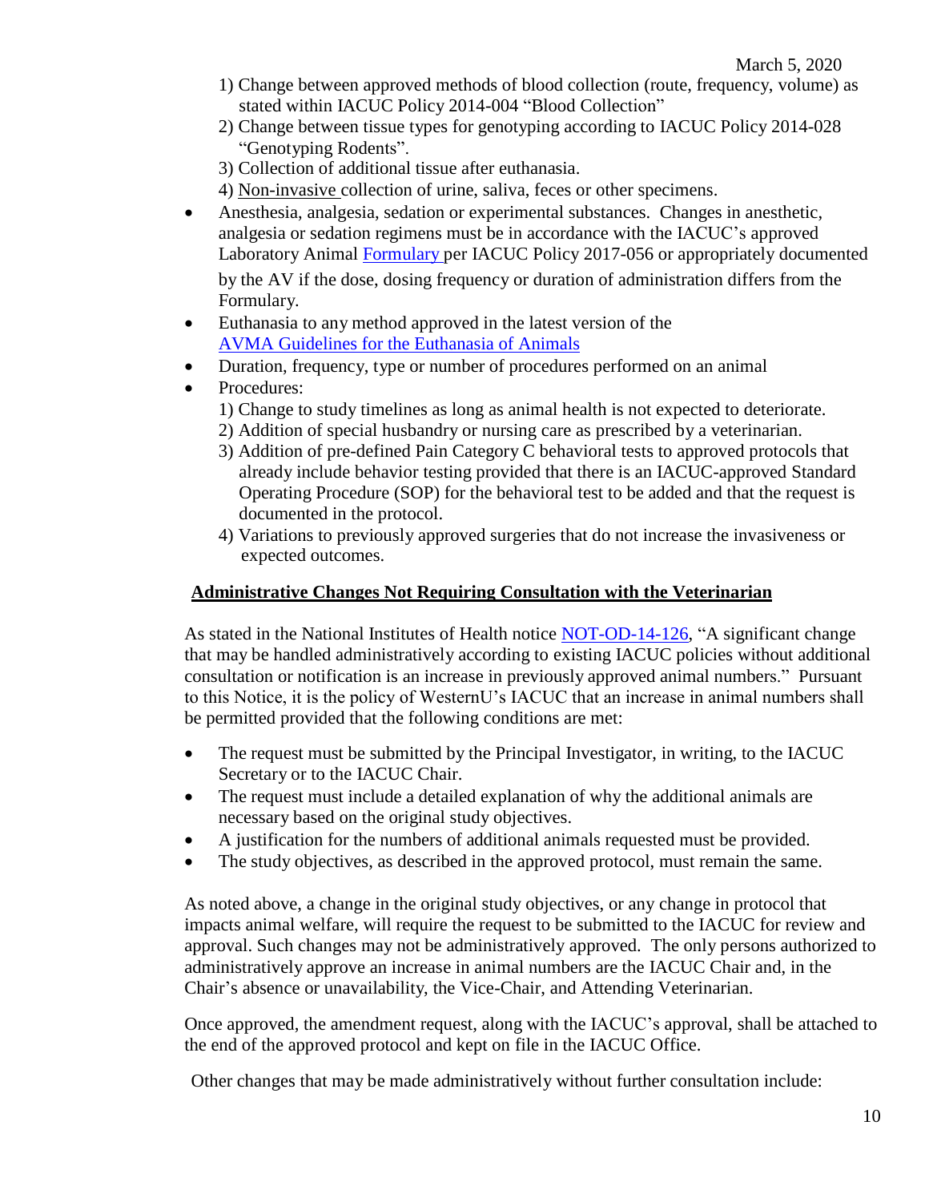1) Change between approved methods of blood collection (route, frequency, volume) as stated within IACUC Policy 2014-004 "Blood Collection"
2) Change between tissue types for genotyping according to IACUC Policy 2014-028 "Genotyping Rodents".
3) Collection of additional tissue after euthanasia.
4) Non-invasive collection of urine, saliva, feces or other specimens.

- Anesthesia, analgesia, sedation or experimental substances. Changes in anesthetic, analgesia or sedation regimens must be in accordance with the IACUC's approved Laboratory Animal Formulary per IACUC Policy 2017-056 or appropriately documented by the AV if the dose, dosing frequency or duration of administration differs from the Formulary.
- Euthanasia to any method approved in the latest version of the AVMA Guidelines for the Euthanasia of Animals
- Duration, frequency, type or number of procedures performed on an animal
- Procedures:
  1) Change to study timelines as long as animal health is not expected to deteriorate.
  2) Addition of special husbandry or nursing care as prescribed by a veterinarian.
  3) Addition of pre-defined Pain Category C behavioral tests to approved protocols that already include behavior testing provided that there is an IACUC-approved Standard Operating Procedure (SOP) for the behavioral test to be added and that the request is documented in the protocol.
  4) Variations to previously approved surgeries that do not increase the invasiveness or expected outcomes.

## Administrative Changes Not Requiring Consultation with the Veterinarian

As stated in the National Institutes of Health notice NOT-OD-14-126, "A significant change that may be handled administratively according to existing IACUC policies without additional consultation or notification is an increase in previously approved animal numbers." Pursuant to this Notice, it is the policy of WesternU's IACUC that an increase in animal numbers shall be permitted provided that the following conditions are met:

- The request must be submitted by the Principal Investigator, in writing, to the IACUC Secretary or to the IACUC Chair.
- The request must include a detailed explanation of why the additional animals are necessary based on the original study objectives.
- A justification for the numbers of additional animals requested must be provided.
- The study objectives, as described in the approved protocol, must remain the same.

As noted above, a change in the original study objectives, or any change in protocol that impacts animal welfare, will require the request to be submitted to the IACUC for review and approval. Such changes may not be administratively approved. The only persons authorized to administratively approve an increase in animal numbers are the IACUC Chair and, in the Chair's absence or unavailability, the Vice-Chair, and Attending Veterinarian.

Once approved, the amendment request, along with the IACUC's approval, shall be attached to the end of the approved protocol and kept on file in the IACUC Office.

Other changes that may be made administratively without further consultation include: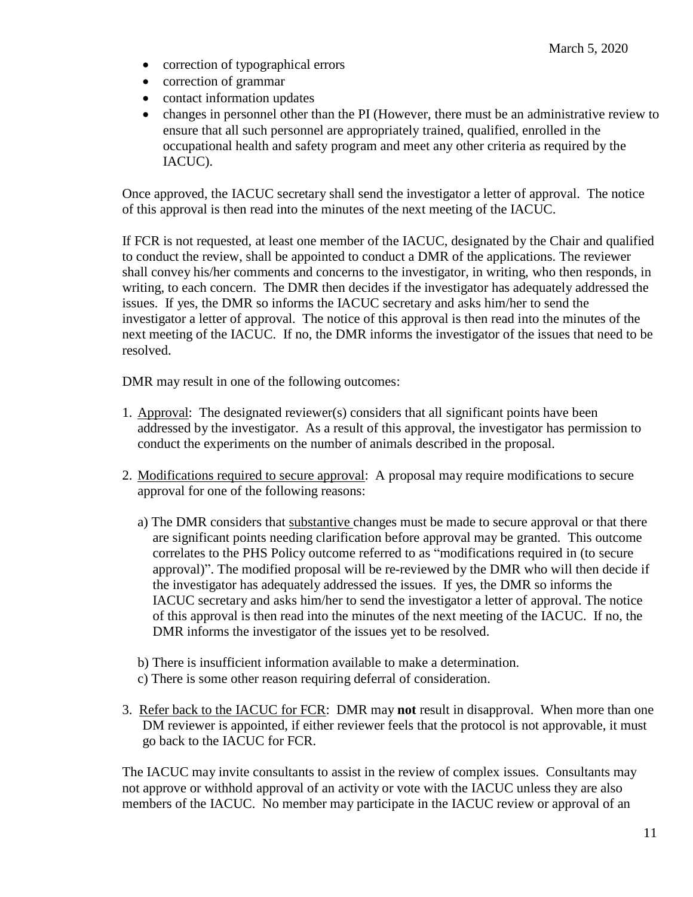- correction of typographical errors
- correction of grammar
- contact information updates
- changes in personnel other than the PI (However, there must be an administrative review to ensure that all such personnel are appropriately trained, qualified, enrolled in the occupational health and safety program and meet any other criteria as required by the IACUC).

Once approved, the IACUC secretary shall send the investigator a letter of approval. The notice of this approval is then read into the minutes of the next meeting of the IACUC.

If FCR is not requested, at least one member of the IACUC, designated by the Chair and qualified to conduct the review, shall be appointed to conduct a DMR of the applications. The reviewer shall convey his/her comments and concerns to the investigator, in writing, who then responds, in writing, to each concern. The DMR then decides if the investigator has adequately addressed the issues. If yes, the DMR so informs the IACUC secretary and asks him/her to send the investigator a letter of approval. The notice of this approval is then read into the minutes of the next meeting of the IACUC. If no, the DMR informs the investigator of the issues that need to be resolved.

DMR may result in one of the following outcomes:

1. <u>Approval</u>: The designated reviewer(s) considers that all significant points have been addressed by the investigator. As a result of this approval, the investigator has permission to conduct the experiments on the number of animals described in the proposal.

2. <u>Modifications required to secure approval</u>: A proposal may require modifications to secure approval for one of the following reasons:

   a) The DMR considers that <u>substantive</u> changes must be made to secure approval or that there are significant points needing clarification before approval may be granted. This outcome correlates to the PHS Policy outcome referred to as "modifications required in (to secure approval)". The modified proposal will be re-reviewed by the DMR who will then decide if the investigator has adequately addressed the issues. If yes, the DMR so informs the IACUC secretary and asks him/her to send the investigator a letter of approval. The notice of this approval is then read into the minutes of the next meeting of the IACUC. If no, the DMR informs the investigator of the issues yet to be resolved.

   b) There is insufficient information available to make a determination.

   c) There is some other reason requiring deferral of consideration.

3. <u>Refer back to the IACUC for FCR</u>: DMR may **not** result in disapproval. When more than one DM reviewer is appointed, if either reviewer feels that the protocol is not approvable, it must go back to the IACUC for FCR.

The IACUC may invite consultants to assist in the review of complex issues. Consultants may not approve or withhold approval of an activity or vote with the IACUC unless they are also members of the IACUC. No member may participate in the IACUC review or approval of an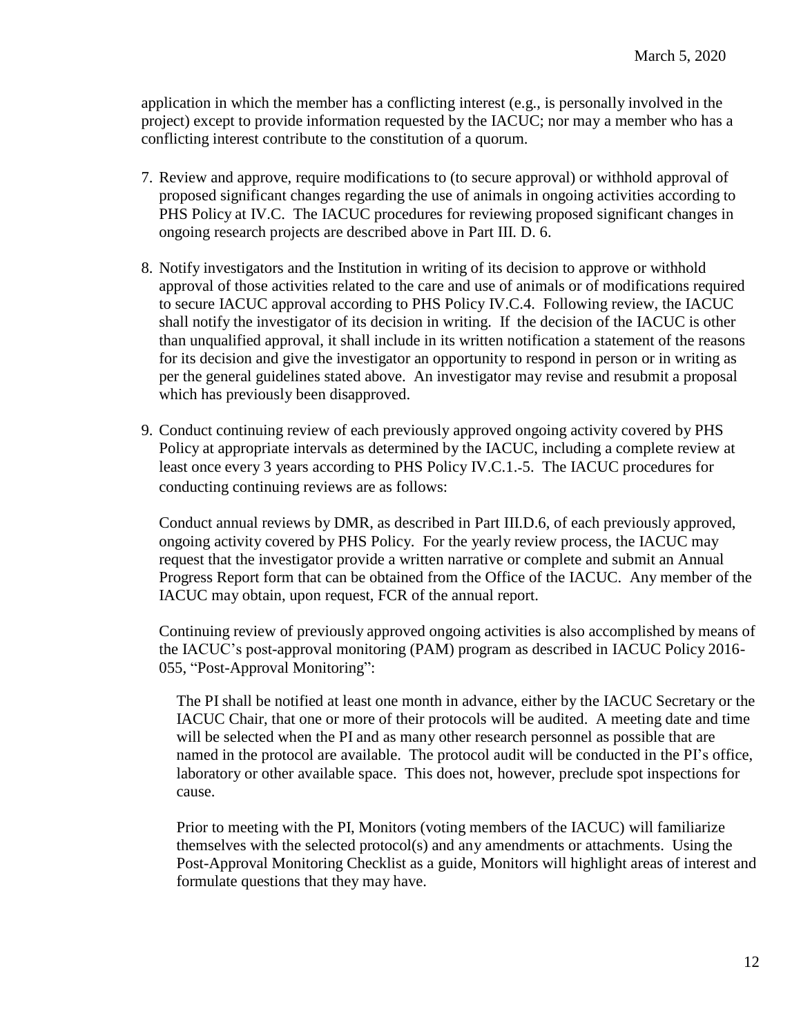application in which the member has a conflicting interest (e.g., is personally involved in the project) except to provide information requested by the IACUC; nor may a member who has a conflicting interest contribute to the constitution of a quorum.

7. Review and approve, require modifications to (to secure approval) or withhold approval of proposed significant changes regarding the use of animals in ongoing activities according to PHS Policy at IV.C. The IACUC procedures for reviewing proposed significant changes in ongoing research projects are described above in Part III. D. 6.

8. Notify investigators and the Institution in writing of its decision to approve or withhold approval of those activities related to the care and use of animals or of modifications required to secure IACUC approval according to PHS Policy IV.C.4. Following review, the IACUC shall notify the investigator of its decision in writing. If the decision of the IACUC is other than unqualified approval, it shall include in its written notification a statement of the reasons for its decision and give the investigator an opportunity to respond in person or in writing as per the general guidelines stated above. An investigator may revise and resubmit a proposal which has previously been disapproved.

9. Conduct continuing review of each previously approved ongoing activity covered by PHS Policy at appropriate intervals as determined by the IACUC, including a complete review at least once every 3 years according to PHS Policy IV.C.1.-5. The IACUC procedures for conducting continuing reviews are as follows:

   Conduct annual reviews by DMR, as described in Part III.D.6, of each previously approved, ongoing activity covered by PHS Policy. For the yearly review process, the IACUC may request that the investigator provide a written narrative or complete and submit an Annual Progress Report form that can be obtained from the Office of the IACUC. Any member of the IACUC may obtain, upon request, FCR of the annual report.

   Continuing review of previously approved ongoing activities is also accomplished by means of the IACUC's post-approval monitoring (PAM) program as described in IACUC Policy 2016-055, "Post-Approval Monitoring":

   > The PI shall be notified at least one month in advance, either by the IACUC Secretary or the IACUC Chair, that one or more of their protocols will be audited. A meeting date and time will be selected when the PI and as many other research personnel as possible that are named in the protocol are available. The protocol audit will be conducted in the PI's office, laboratory or other available space. This does not, however, preclude spot inspections for cause.
   >
   > Prior to meeting with the PI, Monitors (voting members of the IACUC) will familiarize themselves with the selected protocol(s) and any amendments or attachments. Using the Post-Approval Monitoring Checklist as a guide, Monitors will highlight areas of interest and formulate questions that they may have.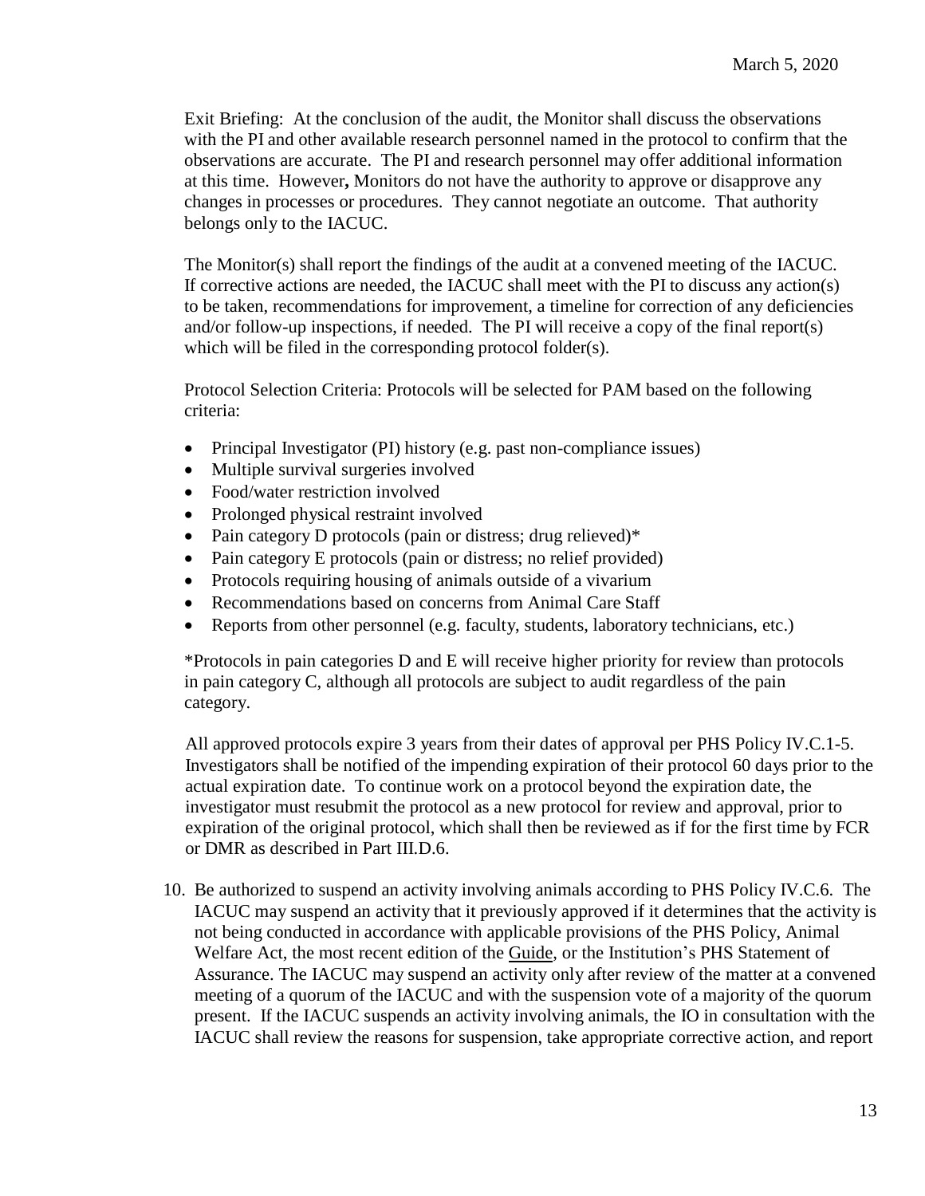Exit Briefing: At the conclusion of the audit, the Monitor shall discuss the observations with the PI and other available research personnel named in the protocol to confirm that the observations are accurate. The PI and research personnel may offer additional information at this time. However**,** Monitors do not have the authority to approve or disapprove any changes in processes or procedures. They cannot negotiate an outcome. That authority belongs only to the IACUC.

The Monitor(s) shall report the findings of the audit at a convened meeting of the IACUC. If corrective actions are needed, the IACUC shall meet with the PI to discuss any action(s) to be taken, recommendations for improvement, a timeline for correction of any deficiencies and/or follow-up inspections, if needed. The PI will receive a copy of the final report(s) which will be filed in the corresponding protocol folder(s).

Protocol Selection Criteria: Protocols will be selected for PAM based on the following criteria:

- Principal Investigator (PI) history (e.g. past non-compliance issues)
- Multiple survival surgeries involved
- Food/water restriction involved
- Prolonged physical restraint involved
- Pain category D protocols (pain or distress; drug relieved)*
- Pain category E protocols (pain or distress; no relief provided)
- Protocols requiring housing of animals outside of a vivarium
- Recommendations based on concerns from Animal Care Staff
- Reports from other personnel (e.g. faculty, students, laboratory technicians, etc.)

*Protocols in pain categories D and E will receive higher priority for review than protocols in pain category C, although all protocols are subject to audit regardless of the pain category.

All approved protocols expire 3 years from their dates of approval per PHS Policy IV.C.1-5. Investigators shall be notified of the impending expiration of their protocol 60 days prior to the actual expiration date. To continue work on a protocol beyond the expiration date, the investigator must resubmit the protocol as a new protocol for review and approval, prior to expiration of the original protocol, which shall then be reviewed as if for the first time by FCR or DMR as described in Part III.D.6.

10. Be authorized to suspend an activity involving animals according to PHS Policy IV.C.6. The IACUC may suspend an activity that it previously approved if it determines that the activity is not being conducted in accordance with applicable provisions of the PHS Policy, Animal Welfare Act, the most recent edition of the Guide, or the Institution's PHS Statement of Assurance. The IACUC may suspend an activity only after review of the matter at a convened meeting of a quorum of the IACUC and with the suspension vote of a majority of the quorum present. If the IACUC suspends an activity involving animals, the IO in consultation with the IACUC shall review the reasons for suspension, take appropriate corrective action, and report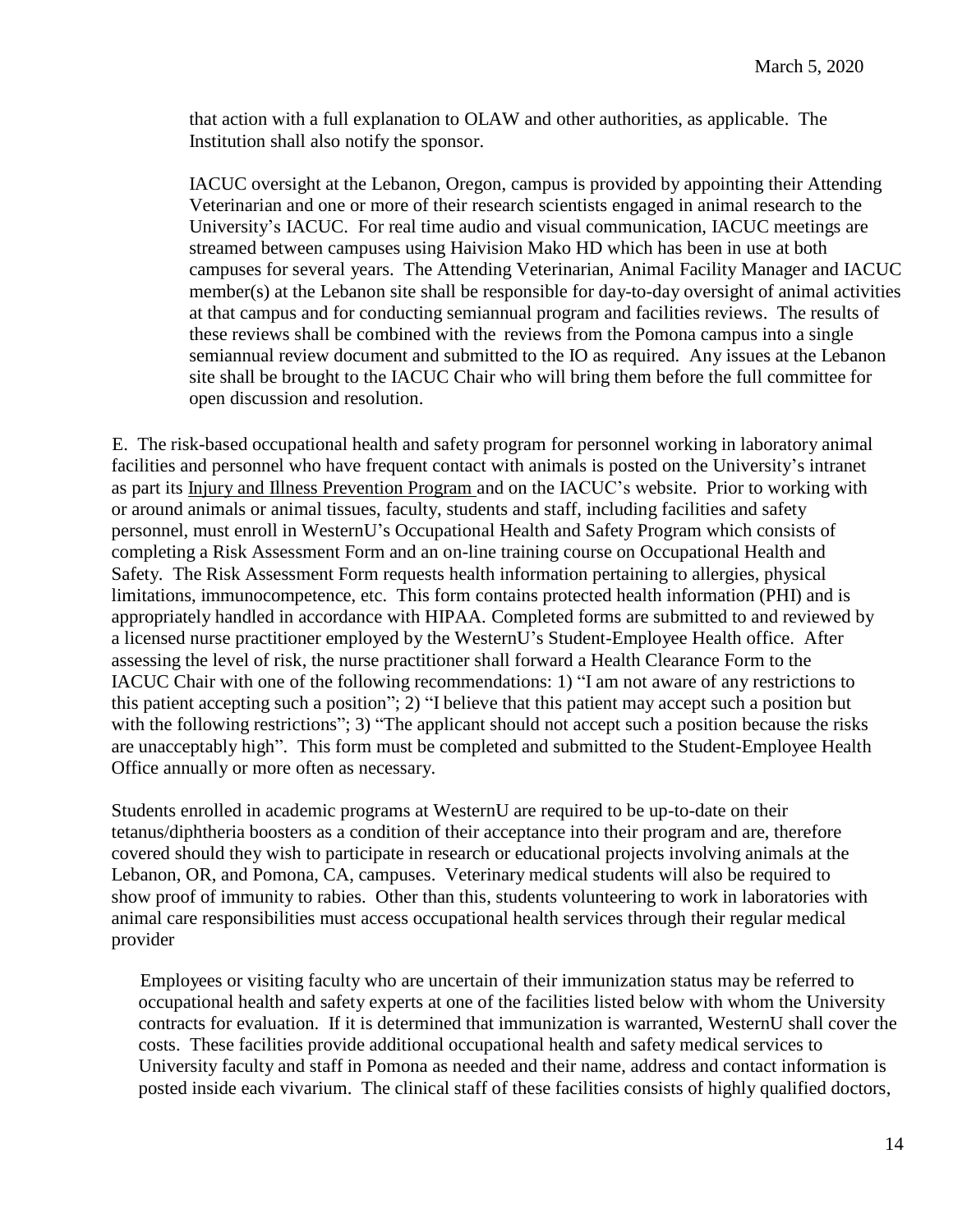that action with a full explanation to OLAW and other authorities, as applicable. The Institution shall also notify the sponsor.

IACUC oversight at the Lebanon, Oregon, campus is provided by appointing their Attending Veterinarian and one or more of their research scientists engaged in animal research to the University's IACUC. For real time audio and visual communication, IACUC meetings are streamed between campuses using Haivision Mako HD which has been in use at both campuses for several years. The Attending Veterinarian, Animal Facility Manager and IACUC member(s) at the Lebanon site shall be responsible for day-to-day oversight of animal activities at that campus and for conducting semiannual program and facilities reviews. The results of these reviews shall be combined with the reviews from the Pomona campus into a single semiannual review document and submitted to the IO as required. Any issues at the Lebanon site shall be brought to the IACUC Chair who will bring them before the full committee for open discussion and resolution.

E. The risk-based occupational health and safety program for personnel working in laboratory animal facilities and personnel who have frequent contact with animals is posted on the University's intranet as part its Injury and Illness Prevention Program and on the IACUC's website. Prior to working with or around animals or animal tissues, faculty, students and staff, including facilities and safety personnel, must enroll in WesternU's Occupational Health and Safety Program which consists of completing a Risk Assessment Form and an on-line training course on Occupational Health and Safety. The Risk Assessment Form requests health information pertaining to allergies, physical limitations, immunocompetence, etc. This form contains protected health information (PHI) and is appropriately handled in accordance with HIPAA. Completed forms are submitted to and reviewed by a licensed nurse practitioner employed by the WesternU's Student-Employee Health office. After assessing the level of risk, the nurse practitioner shall forward a Health Clearance Form to the IACUC Chair with one of the following recommendations: 1) "I am not aware of any restrictions to this patient accepting such a position"; 2) "I believe that this patient may accept such a position but with the following restrictions"; 3) "The applicant should not accept such a position because the risks are unacceptably high". This form must be completed and submitted to the Student-Employee Health Office annually or more often as necessary.

Students enrolled in academic programs at WesternU are required to be up-to-date on their tetanus/diphtheria boosters as a condition of their acceptance into their program and are, therefore covered should they wish to participate in research or educational projects involving animals at the Lebanon, OR, and Pomona, CA, campuses. Veterinary medical students will also be required to show proof of immunity to rabies. Other than this, students volunteering to work in laboratories with animal care responsibilities must access occupational health services through their regular medical provider

Employees or visiting faculty who are uncertain of their immunization status may be referred to occupational health and safety experts at one of the facilities listed below with whom the University contracts for evaluation. If it is determined that immunization is warranted, WesternU shall cover the costs. These facilities provide additional occupational health and safety medical services to University faculty and staff in Pomona as needed and their name, address and contact information is posted inside each vivarium. The clinical staff of these facilities consists of highly qualified doctors,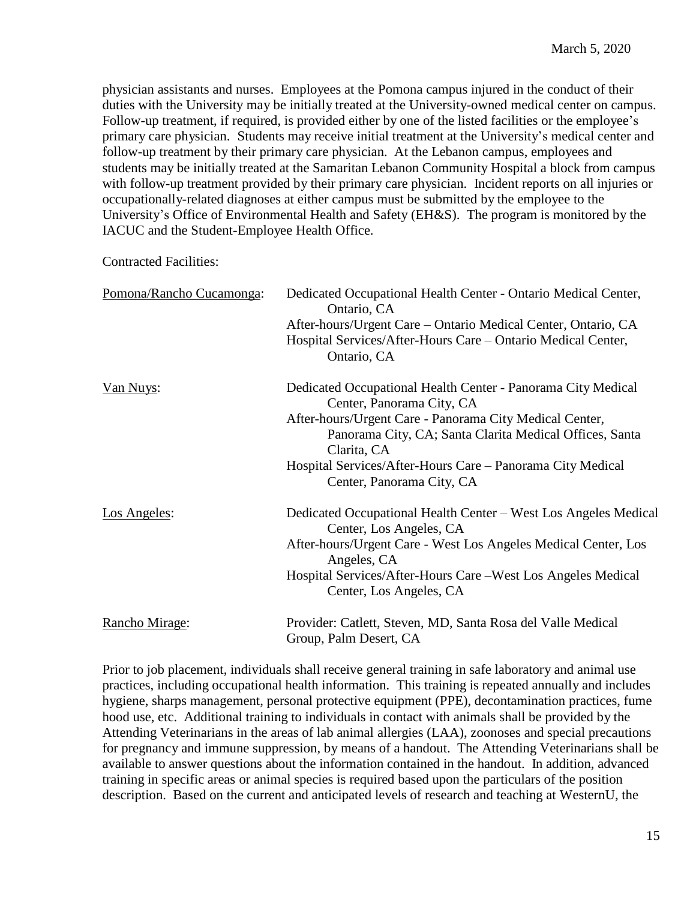physician assistants and nurses. Employees at the Pomona campus injured in the conduct of their duties with the University may be initially treated at the University-owned medical center on campus. Follow-up treatment, if required, is provided either by one of the listed facilities or the employee's primary care physician. Students may receive initial treatment at the University's medical center and follow-up treatment by their primary care physician. At the Lebanon campus, employees and students may be initially treated at the Samaritan Lebanon Community Hospital a block from campus with follow-up treatment provided by their primary care physician. Incident reports on all injuries or occupationally-related diagnoses at either campus must be submitted by the employee to the University's Office of Environmental Health and Safety (EH&S). The program is monitored by the IACUC and the Student-Employee Health Office.

Contracted Facilities:

| Location | Facilities |
|---|---|
| Pomona/Rancho Cucamonga: | Dedicated Occupational Health Center - Ontario Medical Center, Ontario, CA<br>After-hours/Urgent Care – Ontario Medical Center, Ontario, CA<br>Hospital Services/After-Hours Care – Ontario Medical Center, Ontario, CA |
| Van Nuys: | Dedicated Occupational Health Center - Panorama City Medical Center, Panorama City, CA<br>After-hours/Urgent Care - Panorama City Medical Center, Panorama City, CA; Santa Clarita Medical Offices, Santa Clarita, CA<br>Hospital Services/After-Hours Care – Panorama City Medical Center, Panorama City, CA |
| Los Angeles: | Dedicated Occupational Health Center – West Los Angeles Medical Center, Los Angeles, CA<br>After-hours/Urgent Care - West Los Angeles Medical Center, Los Angeles, CA<br>Hospital Services/After-Hours Care –West Los Angeles Medical Center, Los Angeles, CA |
| Rancho Mirage: | Provider: Catlett, Steven, MD, Santa Rosa del Valle Medical Group, Palm Desert, CA |

Prior to job placement, individuals shall receive general training in safe laboratory and animal use practices, including occupational health information. This training is repeated annually and includes hygiene, sharps management, personal protective equipment (PPE), decontamination practices, fume hood use, etc. Additional training to individuals in contact with animals shall be provided by the Attending Veterinarians in the areas of lab animal allergies (LAA), zoonoses and special precautions for pregnancy and immune suppression, by means of a handout. The Attending Veterinarians shall be available to answer questions about the information contained in the handout. In addition, advanced training in specific areas or animal species is required based upon the particulars of the position description. Based on the current and anticipated levels of research and teaching at WesternU, the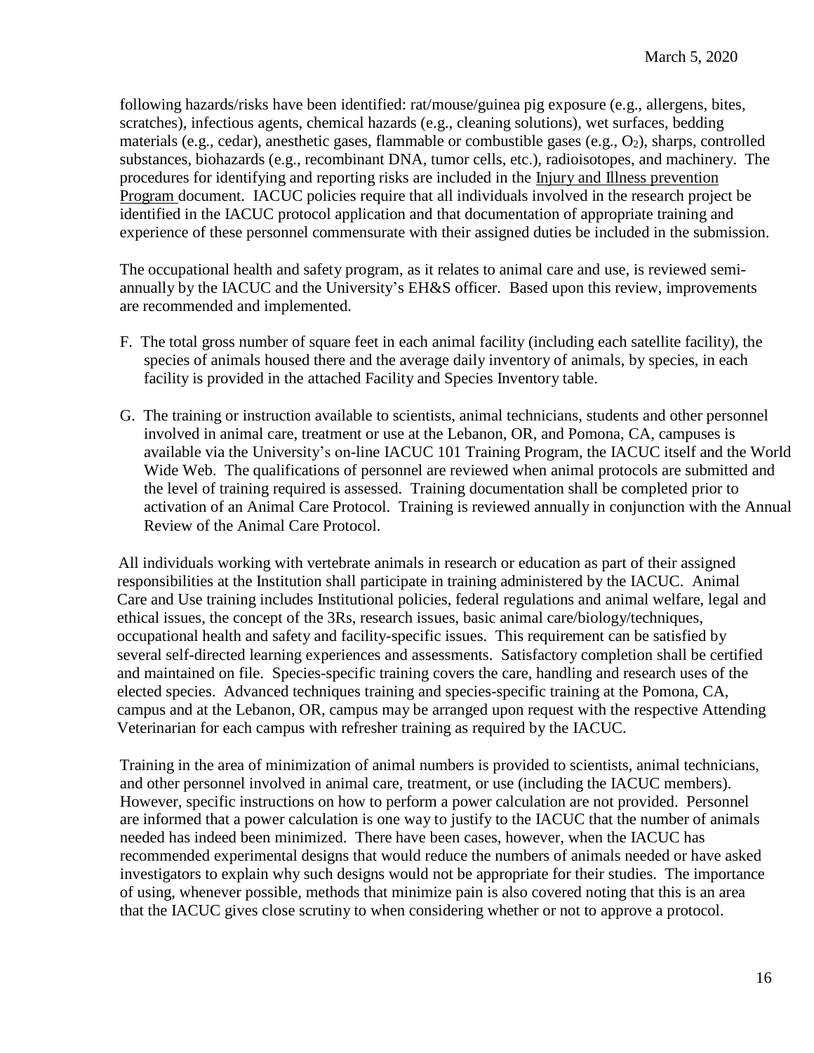following hazards/risks have been identified: rat/mouse/guinea pig exposure (e.g., allergens, bites, scratches), infectious agents, chemical hazards (e.g., cleaning solutions), wet surfaces, bedding materials (e.g., cedar), anesthetic gases, flammable or combustible gases (e.g., $O_2$), sharps, controlled substances, biohazards (e.g., recombinant DNA, tumor cells, etc.), radioisotopes, and machinery. The procedures for identifying and reporting risks are included in the Injury and Illness prevention Program document. IACUC policies require that all individuals involved in the research project be identified in the IACUC protocol application and that documentation of appropriate training and experience of these personnel commensurate with their assigned duties be included in the submission.

The occupational health and safety program, as it relates to animal care and use, is reviewed semi-annually by the IACUC and the University's EH&S officer. Based upon this review, improvements are recommended and implemented.

F. The total gross number of square feet in each animal facility (including each satellite facility), the species of animals housed there and the average daily inventory of animals, by species, in each facility is provided in the attached Facility and Species Inventory table.

G. The training or instruction available to scientists, animal technicians, students and other personnel involved in animal care, treatment or use at the Lebanon, OR, and Pomona, CA, campuses is available via the University's on-line IACUC 101 Training Program, the IACUC itself and the World Wide Web. The qualifications of personnel are reviewed when animal protocols are submitted and the level of training required is assessed. Training documentation shall be completed prior to activation of an Animal Care Protocol. Training is reviewed annually in conjunction with the Annual Review of the Animal Care Protocol.

All individuals working with vertebrate animals in research or education as part of their assigned responsibilities at the Institution shall participate in training administered by the IACUC. Animal Care and Use training includes Institutional policies, federal regulations and animal welfare, legal and ethical issues, the concept of the 3Rs, research issues, basic animal care/biology/techniques, occupational health and safety and facility-specific issues. This requirement can be satisfied by several self-directed learning experiences and assessments. Satisfactory completion shall be certified and maintained on file. Species-specific training covers the care, handling and research uses of the elected species. Advanced techniques training and species-specific training at the Pomona, CA, campus and at the Lebanon, OR, campus may be arranged upon request with the respective Attending Veterinarian for each campus with refresher training as required by the IACUC.

Training in the area of minimization of animal numbers is provided to scientists, animal technicians, and other personnel involved in animal care, treatment, or use (including the IACUC members). However, specific instructions on how to perform a power calculation are not provided. Personnel are informed that a power calculation is one way to justify to the IACUC that the number of animals needed has indeed been minimized. There have been cases, however, when the IACUC has recommended experimental designs that would reduce the numbers of animals needed or have asked investigators to explain why such designs would not be appropriate for their studies. The importance of using, whenever possible, methods that minimize pain is also covered noting that this is an area that the IACUC gives close scrutiny to when considering whether or not to approve a protocol.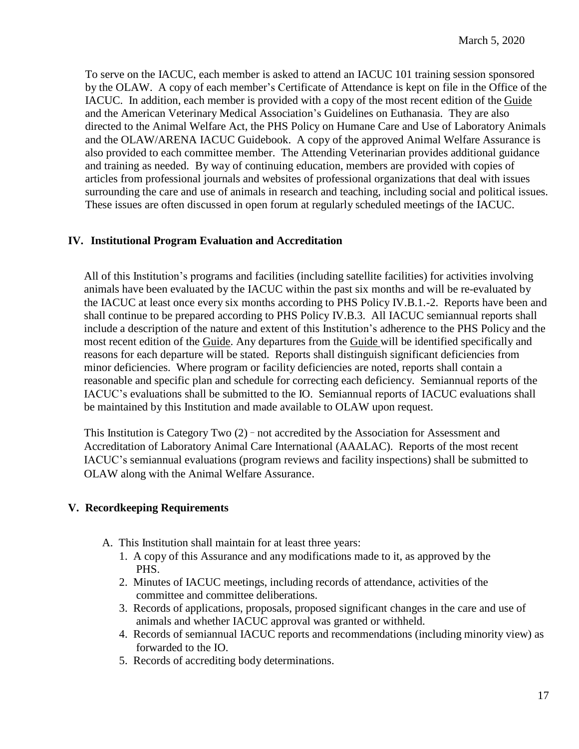To serve on the IACUC, each member is asked to attend an IACUC 101 training session sponsored by the OLAW. A copy of each member's Certificate of Attendance is kept on file in the Office of the IACUC. In addition, each member is provided with a copy of the most recent edition of the Guide and the American Veterinary Medical Association's Guidelines on Euthanasia. They are also directed to the Animal Welfare Act, the PHS Policy on Humane Care and Use of Laboratory Animals and the OLAW/ARENA IACUC Guidebook. A copy of the approved Animal Welfare Assurance is also provided to each committee member. The Attending Veterinarian provides additional guidance and training as needed. By way of continuing education, members are provided with copies of articles from professional journals and websites of professional organizations that deal with issues surrounding the care and use of animals in research and teaching, including social and political issues. These issues are often discussed in open forum at regularly scheduled meetings of the IACUC.

## IV. Institutional Program Evaluation and Accreditation

All of this Institution's programs and facilities (including satellite facilities) for activities involving animals have been evaluated by the IACUC within the past six months and will be re-evaluated by the IACUC at least once every six months according to PHS Policy IV.B.1.-2. Reports have been and shall continue to be prepared according to PHS Policy IV.B.3. All IACUC semiannual reports shall include a description of the nature and extent of this Institution's adherence to the PHS Policy and the most recent edition of the Guide. Any departures from the Guide will be identified specifically and reasons for each departure will be stated. Reports shall distinguish significant deficiencies from minor deficiencies. Where program or facility deficiencies are noted, reports shall contain a reasonable and specific plan and schedule for correcting each deficiency. Semiannual reports of the IACUC's evaluations shall be submitted to the IO. Semiannual reports of IACUC evaluations shall be maintained by this Institution and made available to OLAW upon request.

This Institution is Category Two (2) - not accredited by the Association for Assessment and Accreditation of Laboratory Animal Care International (AAALAC). Reports of the most recent IACUC's semiannual evaluations (program reviews and facility inspections) shall be submitted to OLAW along with the Animal Welfare Assurance.

## V. Recordkeeping Requirements

A. This Institution shall maintain for at least three years:
   1. A copy of this Assurance and any modifications made to it, as approved by the PHS.
   2. Minutes of IACUC meetings, including records of attendance, activities of the committee and committee deliberations.
   3. Records of applications, proposals, proposed significant changes in the care and use of animals and whether IACUC approval was granted or withheld.
   4. Records of semiannual IACUC reports and recommendations (including minority view) as forwarded to the IO.
   5. Records of accrediting body determinations.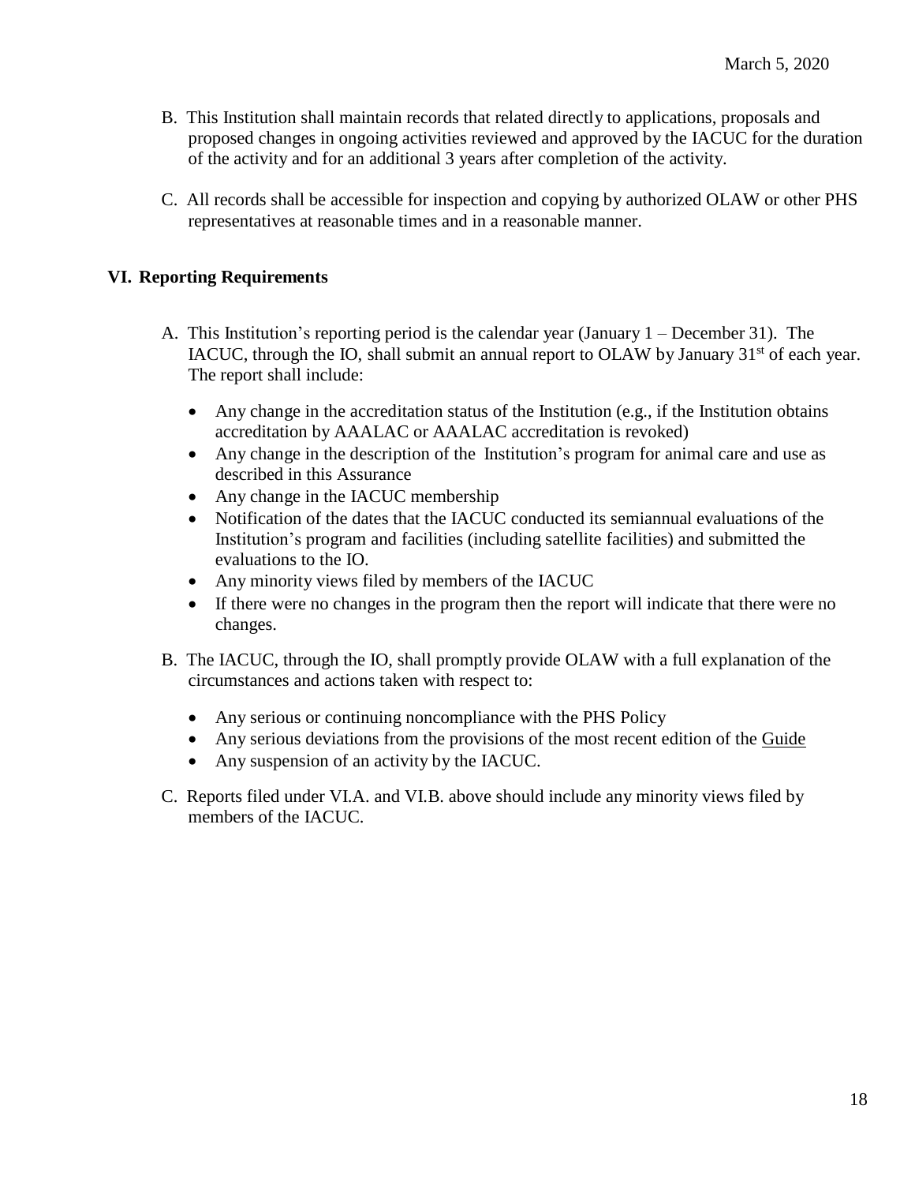B. This Institution shall maintain records that related directly to applications, proposals and proposed changes in ongoing activities reviewed and approved by the IACUC for the duration of the activity and for an additional 3 years after completion of the activity.

C. All records shall be accessible for inspection and copying by authorized OLAW or other PHS representatives at reasonable times and in a reasonable manner.

## VI. Reporting Requirements

A. This Institution's reporting period is the calendar year (January 1 – December 31). The IACUC, through the IO, shall submit an annual report to OLAW by January 31st of each year. The report shall include:

- Any change in the accreditation status of the Institution (e.g., if the Institution obtains accreditation by AAALAC or AAALAC accreditation is revoked)
- Any change in the description of the Institution's program for animal care and use as described in this Assurance
- Any change in the IACUC membership
- Notification of the dates that the IACUC conducted its semiannual evaluations of the Institution's program and facilities (including satellite facilities) and submitted the evaluations to the IO.
- Any minority views filed by members of the IACUC
- If there were no changes in the program then the report will indicate that there were no changes.

B. The IACUC, through the IO, shall promptly provide OLAW with a full explanation of the circumstances and actions taken with respect to:

- Any serious or continuing noncompliance with the PHS Policy
- Any serious deviations from the provisions of the most recent edition of the Guide
- Any suspension of an activity by the IACUC.

C. Reports filed under VI.A. and VI.B. above should include any minority views filed by members of the IACUC.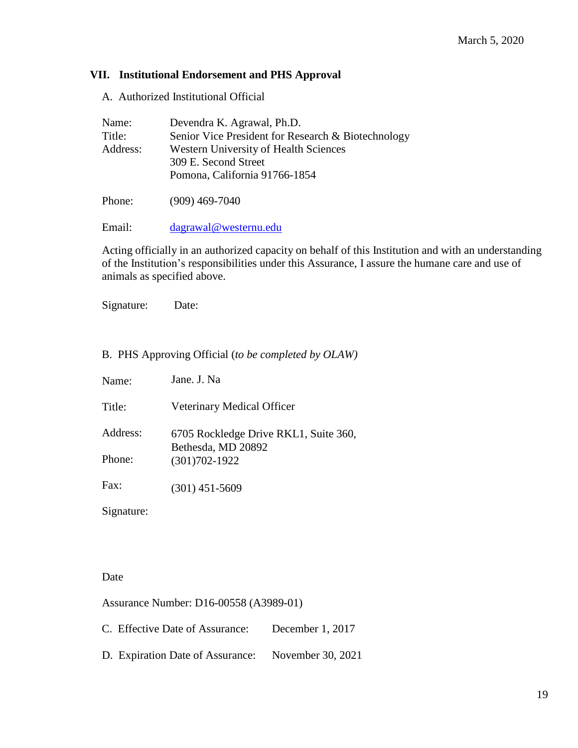March 5, 2020

## VII. Institutional Endorsement and PHS Approval

A. Authorized Institutional Official

Name: Devendra K. Agrawal, Ph.D.
Title: Senior Vice President for Research & Biotechnology
Address: Western University of Health Sciences
309 E. Second Street
Pomona, California 91766-1854

Phone: (909) 469-7040

Email: dagrawal@westernu.edu

Acting officially in an authorized capacity on behalf of this Institution and with an understanding of the Institution's responsibilities under this Assurance, I assure the humane care and use of animals as specified above.

Signature: Date:

B. PHS Approving Official (*to be completed by OLAW)*

Name: Jane. J. Na

Title: Veterinary Medical Officer

Address: 6705 Rockledge Drive RKL1, Suite 360,
Bethesda, MD 20892

Phone: (301)702-1922

Fax: (301) 451-5609

Signature:

Date

Assurance Number: D16-00558 (A3989-01)

C. Effective Date of Assurance: December 1, 2017

D. Expiration Date of Assurance: November 30, 2021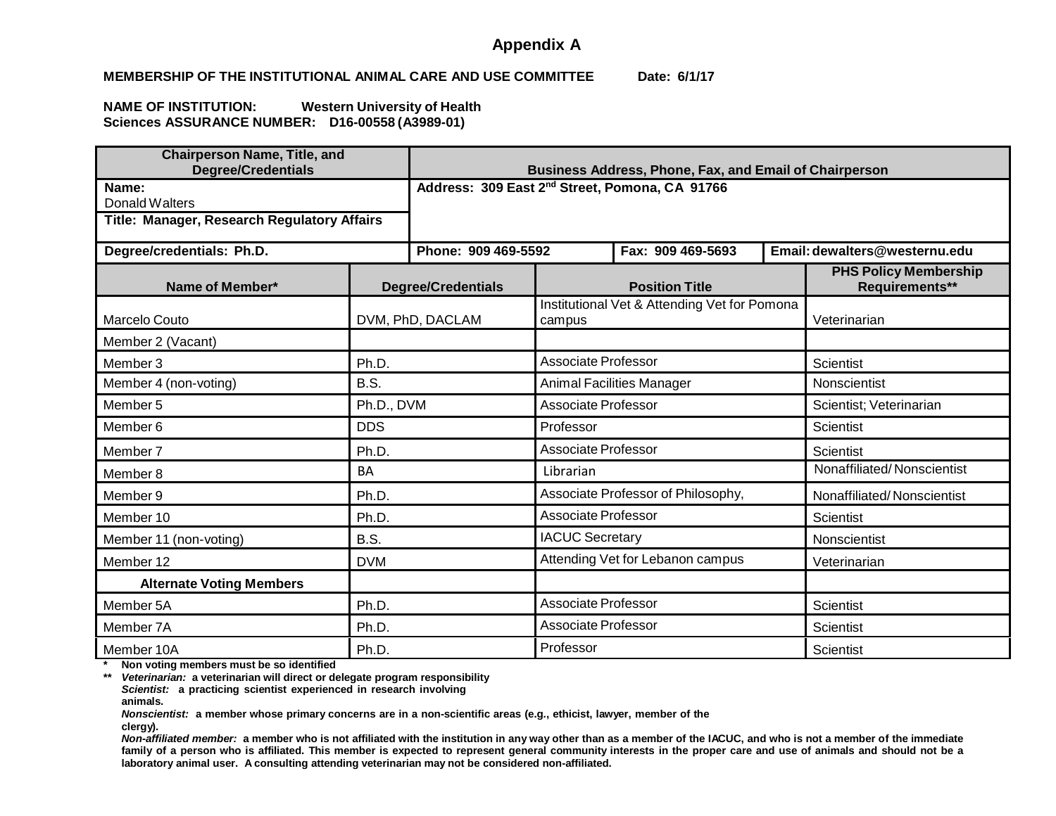## Appendix A

**MEMBERSHIP OF THE INSTITUTIONAL ANIMAL CARE AND USE COMMITTEE** **Date: 6/1/17**

**NAME OF INSTITUTION: Western University of Health Sciences ASSURANCE NUMBER: D16-00558 (A3989-01)**

| Chairperson Name, Title, and Degree/Credentials | Business Address, Phone, Fax, and Email of Chairperson | | |
|---|---|---|---|
| **Name:** Donald Walters<br>**Title: Manager, Research Regulatory Affairs** | **Address: 309 East 2nd Street, Pomona, CA 91766** | | |
| **Degree/credentials: Ph.D.** | **Phone: 909 469-5592** | **Fax: 909 469-5693** | **Email: dewalters@westernu.edu** |

| Name of Member* | Degree/Credentials | Position Title | PHS Policy Membership Requirements** |
|---|---|---|---|
| Marcelo Couto | DVM, PhD, DACLAM | Institutional Vet & Attending Vet for Pomona campus | Veterinarian |
| Member 2 (Vacant) | | | |
| Member 3 | Ph.D. | Associate Professor | Scientist |
| Member 4 (non-voting) | B.S. | Animal Facilities Manager | Nonscientist |
| Member 5 | Ph.D., DVM | Associate Professor | Scientist; Veterinarian |
| Member 6 | DDS | Professor | Scientist |
| Member 7 | Ph.D. | Associate Professor | Scientist |
| Member 8 | BA | Librarian | Nonaffiliated/ Nonscientist |
| Member 9 | Ph.D. | Associate Professor of Philosophy, | Nonaffiliated/ Nonscientist |
| Member 10 | Ph.D. | Associate Professor | Scientist |
| Member 11 (non-voting) | B.S. | IACUC Secretary | Nonscientist |
| Member 12 | DVM | Attending Vet for Lebanon campus | Veterinarian |
| **Alternate Voting Members** | | | |
| Member 5A | Ph.D. | Associate Professor | Scientist |
| Member 7A | Ph.D. | Associate Professor | Scientist |
| Member 10A | Ph.D. | Professor | Scientist |

\* **Non voting members must be so identified**

** ***Veterinarian:*** **a veterinarian will direct or delegate program responsibility**
***Scientist:*** **a practicing scientist experienced in research involving animals.**
***Nonscientist:*** **a member whose primary concerns are in a non-scientific areas (e.g., ethicist, lawyer, member of the clergy).**
***Non-affiliated member:*** **a member who is not affiliated with the institution in any way other than as a member of the IACUC, and who is not a member of the immediate family of a person who is affiliated. This member is expected to represent general community interests in the proper care and use of animals and should not be a laboratory animal user. A consulting attending veterinarian may not be considered non-affiliated.**